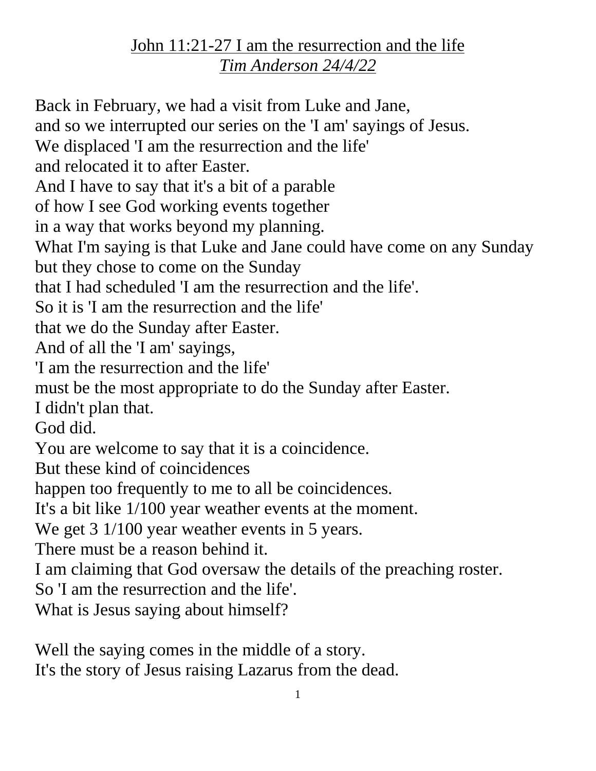# <u>John 11:21-27 I am the resurrection and the life</u>

*<u>Tim Anderson 24/4/22</u>*

Back in February, we had a visit from Luke and Jane,
and so we interrupted our series on the 'I am' sayings of Jesus.
We displaced 'I am the resurrection and the life'
and relocated it to after Easter.
And I have to say that it's a bit of a parable
of how I see God working events together
in a way that works beyond my planning.
What I'm saying is that Luke and Jane could have come on any Sunday
but they chose to come on the Sunday
that I had scheduled 'I am the resurrection and the life'.
So it is 'I am the resurrection and the life'
that we do the Sunday after Easter.
And of all the 'I am' sayings,
'I am the resurrection and the life'
must be the most appropriate to do the Sunday after Easter.
I didn't plan that.
God did.
You are welcome to say that it is a coincidence.
But these kind of coincidences
happen too frequently to me to all be coincidences.
It's a bit like 1/100 year weather events at the moment.
We get 3 1/100 year weather events in 5 years.
There must be a reason behind it.
I am claiming that God oversaw the details of the preaching roster.
So 'I am the resurrection and the life'.
What is Jesus saying about himself?

Well the saying comes in the middle of a story.
It's the story of Jesus raising Lazarus from the dead.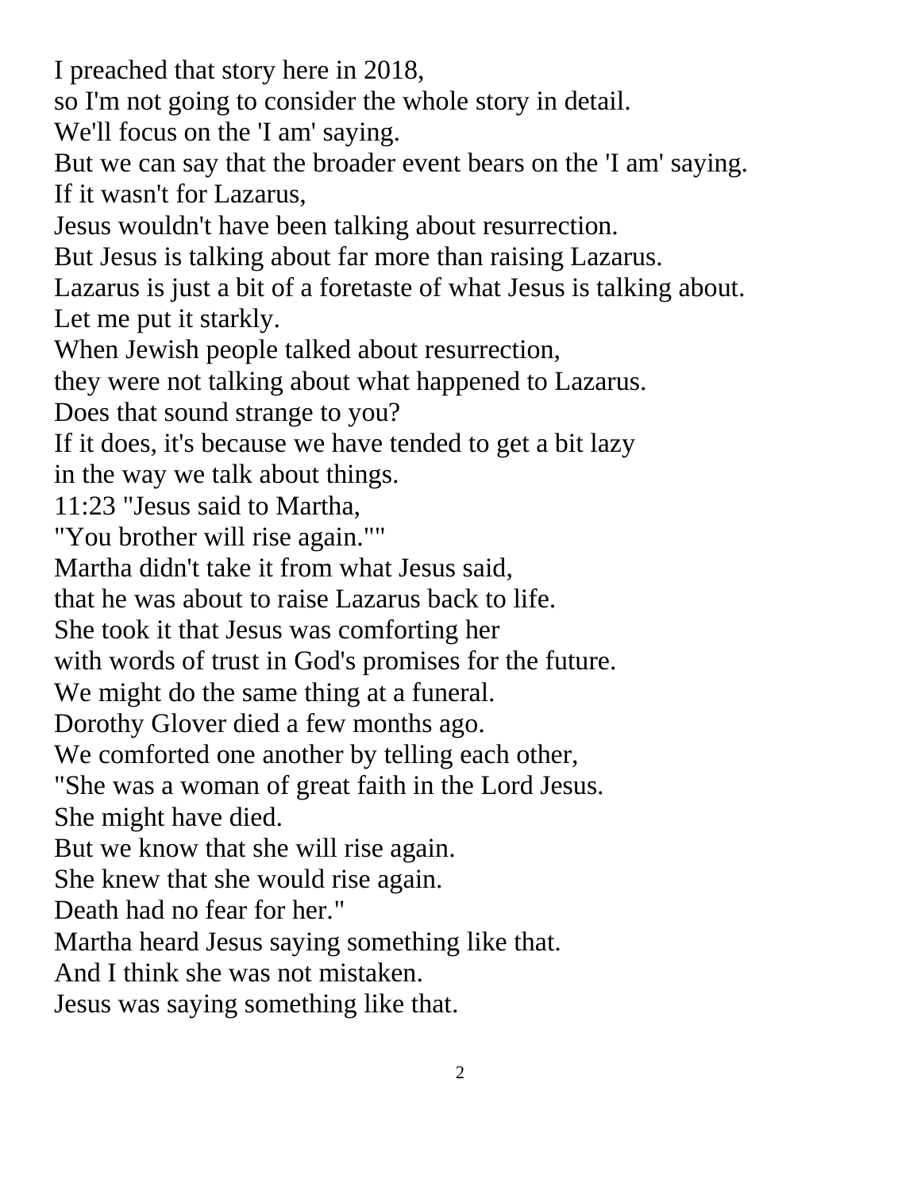I preached that story here in 2018,
so I'm not going to consider the whole story in detail.
We'll focus on the 'I am' saying.
But we can say that the broader event bears on the 'I am' saying.
If it wasn't for Lazarus,
Jesus wouldn't have been talking about resurrection.
But Jesus is talking about far more than raising Lazarus.
Lazarus is just a bit of a foretaste of what Jesus is talking about.
Let me put it starkly.
When Jewish people talked about resurrection,
they were not talking about what happened to Lazarus.
Does that sound strange to you?
If it does, it's because we have tended to get a bit lazy
in the way we talk about things.
11:23 "Jesus said to Martha,
"You brother will rise again.""
Martha didn't take it from what Jesus said,
that he was about to raise Lazarus back to life.
She took it that Jesus was comforting her
with words of trust in God's promises for the future.
We might do the same thing at a funeral.
Dorothy Glover died a few months ago.
We comforted one another by telling each other,
"She was a woman of great faith in the Lord Jesus.
She might have died.
But we know that she will rise again.
She knew that she would rise again.
Death had no fear for her."
Martha heard Jesus saying something like that.
And I think she was not mistaken.
Jesus was saying something like that.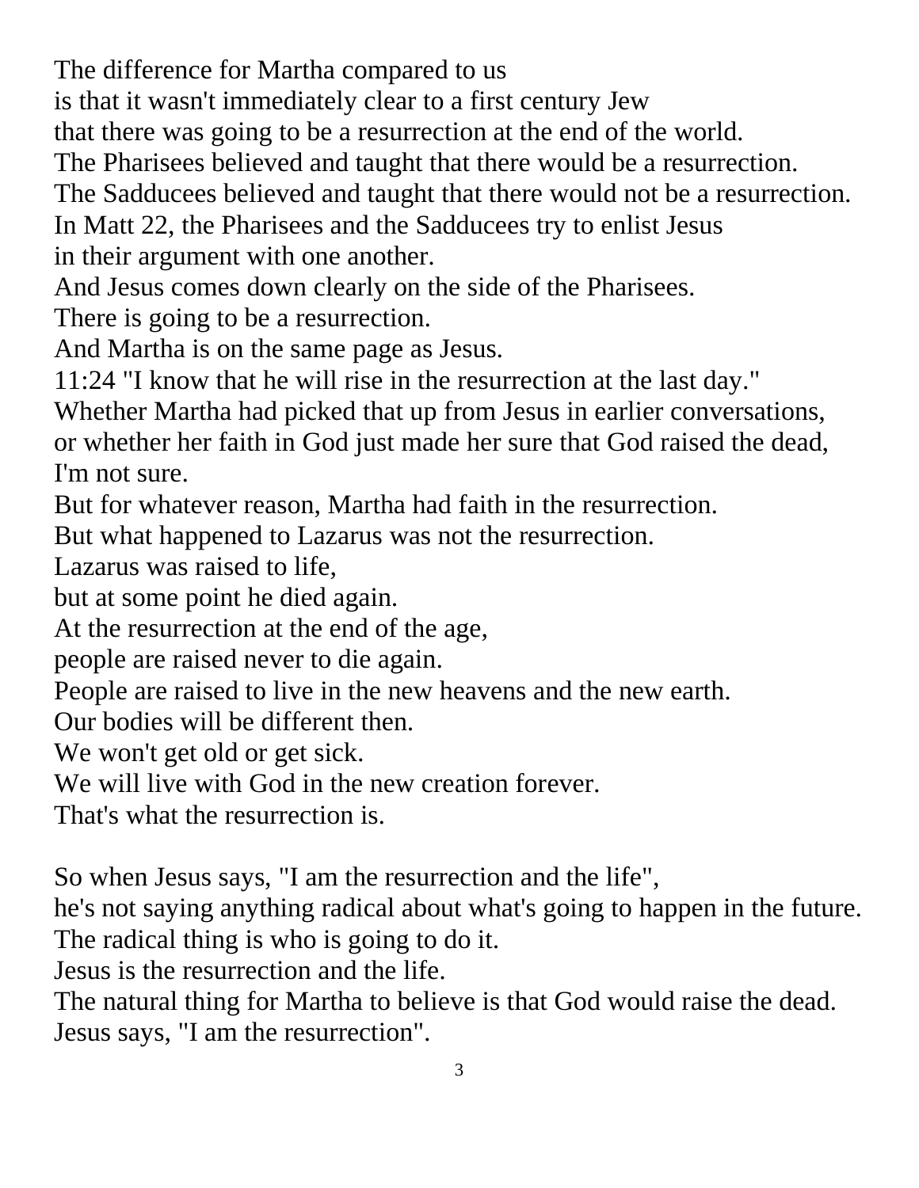The difference for Martha compared to us
is that it wasn't immediately clear to a first century Jew
that there was going to be a resurrection at the end of the world.
The Pharisees believed and taught that there would be a resurrection.
The Sadducees believed and taught that there would not be a resurrection.
In Matt 22, the Pharisees and the Sadducees try to enlist Jesus
in their argument with one another.
And Jesus comes down clearly on the side of the Pharisees.
There is going to be a resurrection.
And Martha is on the same page as Jesus.
11:24 "I know that he will rise in the resurrection at the last day."
Whether Martha had picked that up from Jesus in earlier conversations,
or whether her faith in God just made her sure that God raised the dead,
I'm not sure.
But for whatever reason, Martha had faith in the resurrection.
But what happened to Lazarus was not the resurrection.
Lazarus was raised to life,
but at some point he died again.
At the resurrection at the end of the age,
people are raised never to die again.
People are raised to live in the new heavens and the new earth.
Our bodies will be different then.
We won't get old or get sick.
We will live with God in the new creation forever.
That's what the resurrection is.

So when Jesus says, "I am the resurrection and the life",
he's not saying anything radical about what's going to happen in the future.
The radical thing is who is going to do it.
Jesus is the resurrection and the life.
The natural thing for Martha to believe is that God would raise the dead.
Jesus says, "I am the resurrection".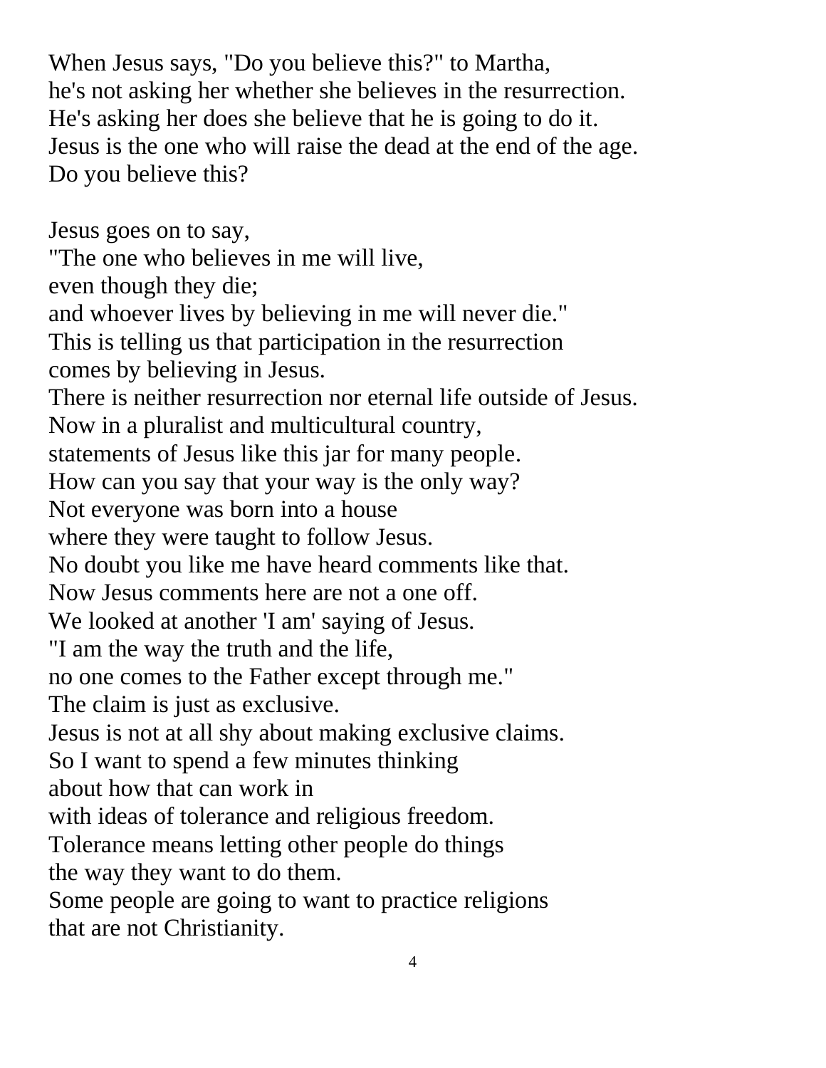When Jesus says, "Do you believe this?" to Martha,
he's not asking her whether she believes in the resurrection.
He's asking her does she believe that he is going to do it.
Jesus is the one who will raise the dead at the end of the age.
Do you believe this?

Jesus goes on to say,
"The one who believes in me will live,
even though they die;
and whoever lives by believing in me will never die."
This is telling us that participation in the resurrection
comes by believing in Jesus.
There is neither resurrection nor eternal life outside of Jesus.
Now in a pluralist and multicultural country,
statements of Jesus like this jar for many people.
How can you say that your way is the only way?
Not everyone was born into a house
where they were taught to follow Jesus.
No doubt you like me have heard comments like that.
Now Jesus comments here are not a one off.
We looked at another 'I am' saying of Jesus.
"I am the way the truth and the life,
no one comes to the Father except through me."
The claim is just as exclusive.
Jesus is not at all shy about making exclusive claims.
So I want to spend a few minutes thinking
about how that can work in
with ideas of tolerance and religious freedom.
Tolerance means letting other people do things
the way they want to do them.
Some people are going to want to practice religions
that are not Christianity.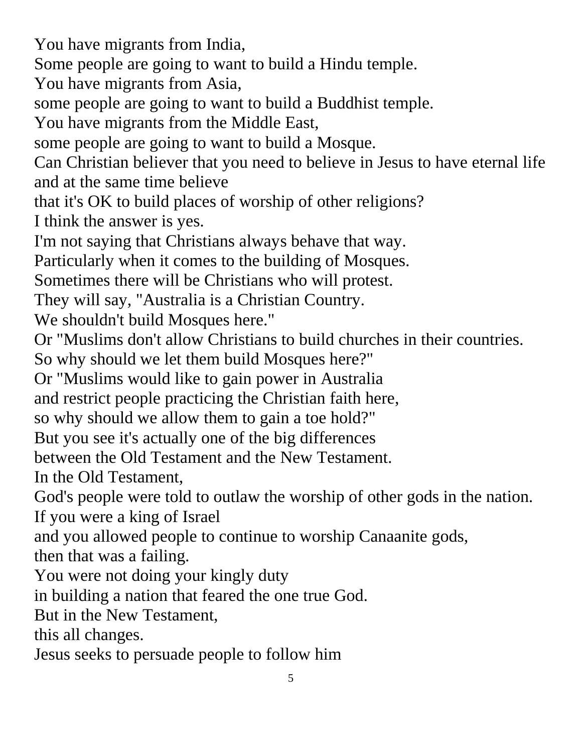You have migrants from India,
Some people are going to want to build a Hindu temple.
You have migrants from Asia,
some people are going to want to build a Buddhist temple.
You have migrants from the Middle East,
some people are going to want to build a Mosque.
Can Christian believer that you need to believe in Jesus to have eternal life and at the same time believe
that it's OK to build places of worship of other religions?
I think the answer is yes.
I'm not saying that Christians always behave that way.
Particularly when it comes to the building of Mosques.
Sometimes there will be Christians who will protest.
They will say, "Australia is a Christian Country.
We shouldn't build Mosques here."
Or "Muslims don't allow Christians to build churches in their countries.
So why should we let them build Mosques here?"
Or "Muslims would like to gain power in Australia
and restrict people practicing the Christian faith here,
so why should we allow them to gain a toe hold?"
But you see it's actually one of the big differences
between the Old Testament and the New Testament.
In the Old Testament,
God's people were told to outlaw the worship of other gods in the nation.
If you were a king of Israel
and you allowed people to continue to worship Canaanite gods,
then that was a failing.
You were not doing your kingly duty
in building a nation that feared the one true God.
But in the New Testament,
this all changes.
Jesus seeks to persuade people to follow him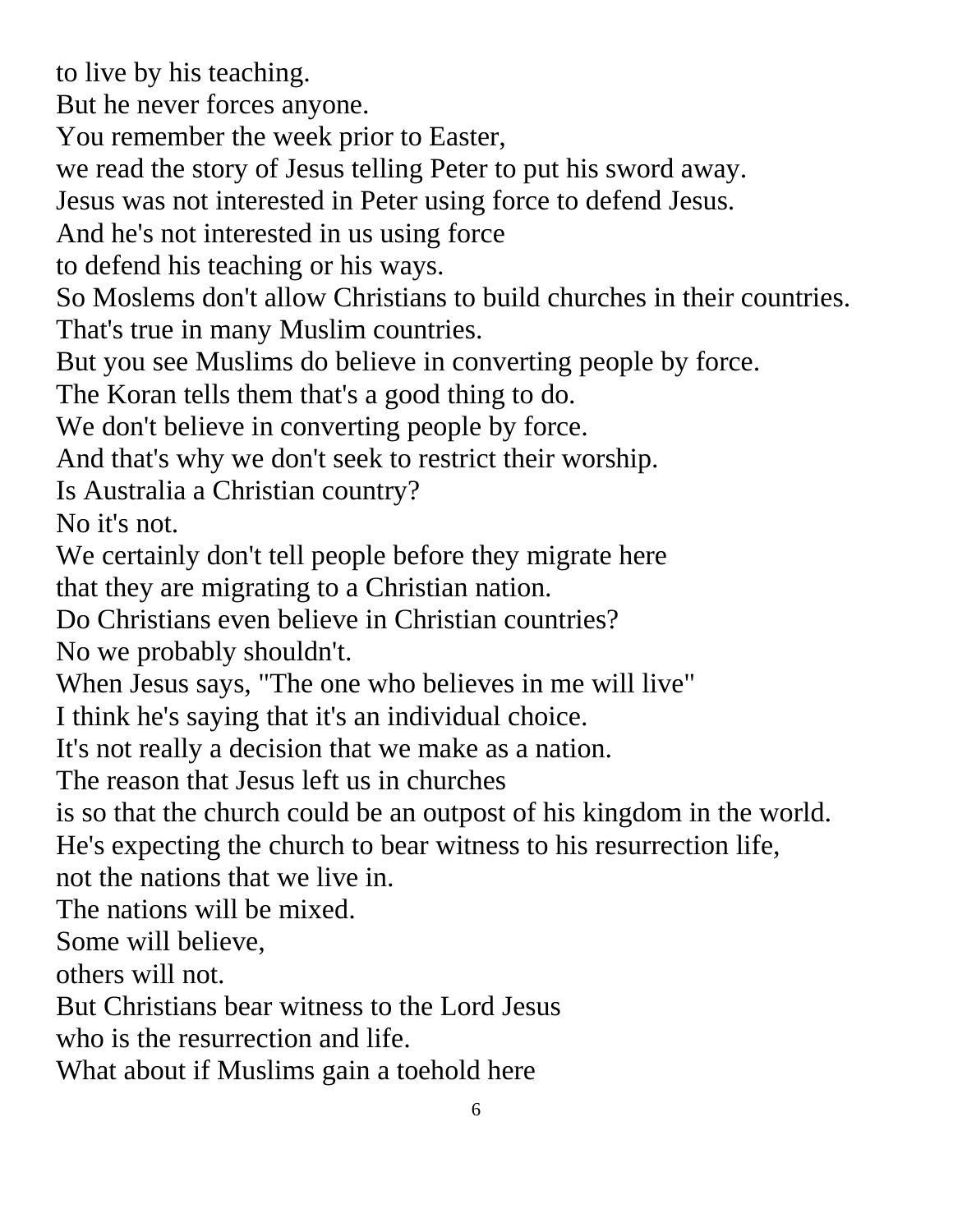to live by his teaching.
But he never forces anyone.
You remember the week prior to Easter,
we read the story of Jesus telling Peter to put his sword away.
Jesus was not interested in Peter using force to defend Jesus.
And he's not interested in us using force
to defend his teaching or his ways.
So Moslems don't allow Christians to build churches in their countries.
That's true in many Muslim countries.
But you see Muslims do believe in converting people by force.
The Koran tells them that's a good thing to do.
We don't believe in converting people by force.
And that's why we don't seek to restrict their worship.
Is Australia a Christian country?
No it's not.
We certainly don't tell people before they migrate here
that they are migrating to a Christian nation.
Do Christians even believe in Christian countries?
No we probably shouldn't.
When Jesus says, "The one who believes in me will live"
I think he's saying that it's an individual choice.
It's not really a decision that we make as a nation.
The reason that Jesus left us in churches
is so that the church could be an outpost of his kingdom in the world.
He's expecting the church to bear witness to his resurrection life,
not the nations that we live in.
The nations will be mixed.
Some will believe,
others will not.
But Christians bear witness to the Lord Jesus
who is the resurrection and life.
What about if Muslims gain a toehold here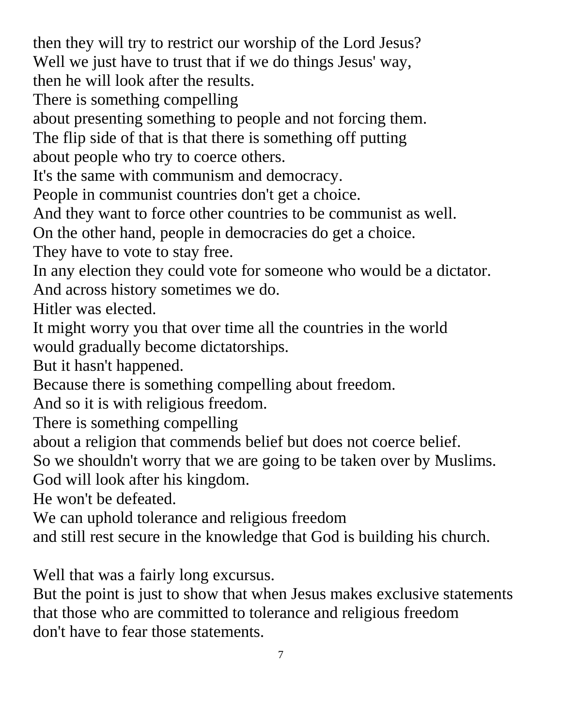then they will try to restrict our worship of the Lord Jesus?
Well we just have to trust that if we do things Jesus' way,
then he will look after the results.
There is something compelling
about presenting something to people and not forcing them.
The flip side of that is that there is something off putting
about people who try to coerce others.
It's the same with communism and democracy.
People in communist countries don't get a choice.
And they want to force other countries to be communist as well.
On the other hand, people in democracies do get a choice.
They have to vote to stay free.
In any election they could vote for someone who would be a dictator.
And across history sometimes we do.
Hitler was elected.
It might worry you that over time all the countries in the world
would gradually become dictatorships.
But it hasn't happened.
Because there is something compelling about freedom.
And so it is with religious freedom.
There is something compelling
about a religion that commends belief but does not coerce belief.
So we shouldn't worry that we are going to be taken over by Muslims.
God will look after his kingdom.
He won't be defeated.
We can uphold tolerance and religious freedom
and still rest secure in the knowledge that God is building his church.

Well that was a fairly long excursus.
But the point is just to show that when Jesus makes exclusive statements
that those who are committed to tolerance and religious freedom
don't have to fear those statements.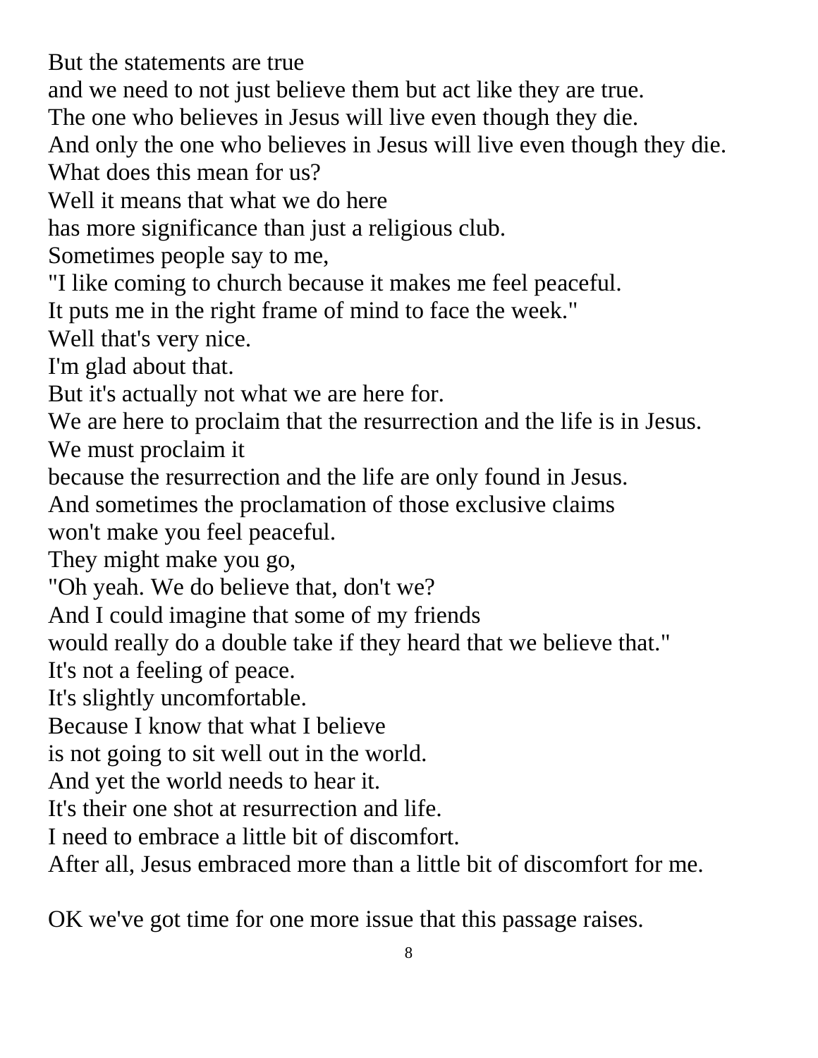But the statements are true
and we need to not just believe them but act like they are true.
The one who believes in Jesus will live even though they die.
And only the one who believes in Jesus will live even though they die.
What does this mean for us?
Well it means that what we do here
has more significance than just a religious club.
Sometimes people say to me,
"I like coming to church because it makes me feel peaceful.
It puts me in the right frame of mind to face the week."
Well that's very nice.
I'm glad about that.
But it's actually not what we are here for.
We are here to proclaim that the resurrection and the life is in Jesus.
We must proclaim it
because the resurrection and the life are only found in Jesus.
And sometimes the proclamation of those exclusive claims
won't make you feel peaceful.
They might make you go,
"Oh yeah. We do believe that, don't we?
And I could imagine that some of my friends
would really do a double take if they heard that we believe that."
It's not a feeling of peace.
It's slightly uncomfortable.
Because I know that what I believe
is not going to sit well out in the world.
And yet the world needs to hear it.
It's their one shot at resurrection and life.
I need to embrace a little bit of discomfort.
After all, Jesus embraced more than a little bit of discomfort for me.

OK we've got time for one more issue that this passage raises.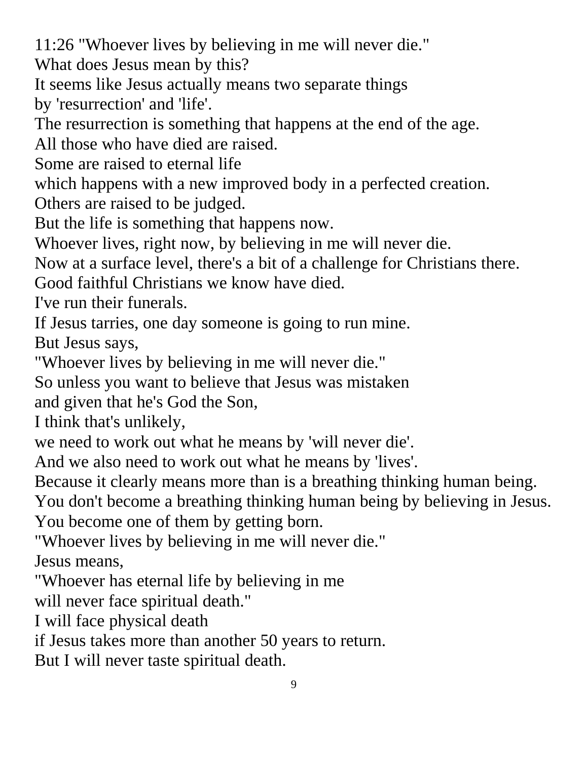11:26 "Whoever lives by believing in me will never die."
What does Jesus mean by this?
It seems like Jesus actually means two separate things
by 'resurrection' and 'life'.
The resurrection is something that happens at the end of the age.
All those who have died are raised.
Some are raised to eternal life
which happens with a new improved body in a perfected creation.
Others are raised to be judged.
But the life is something that happens now.
Whoever lives, right now, by believing in me will never die.
Now at a surface level, there's a bit of a challenge for Christians there.
Good faithful Christians we know have died.
I've run their funerals.
If Jesus tarries, one day someone is going to run mine.
But Jesus says,
"Whoever lives by believing in me will never die."
So unless you want to believe that Jesus was mistaken
and given that he's God the Son,
I think that's unlikely,
we need to work out what he means by 'will never die'.
And we also need to work out what he means by 'lives'.
Because it clearly means more than is a breathing thinking human being.
You don't become a breathing thinking human being by believing in Jesus.
You become one of them by getting born.
"Whoever lives by believing in me will never die."
Jesus means,
"Whoever has eternal life by believing in me
will never face spiritual death."
I will face physical death
if Jesus takes more than another 50 years to return.
But I will never taste spiritual death.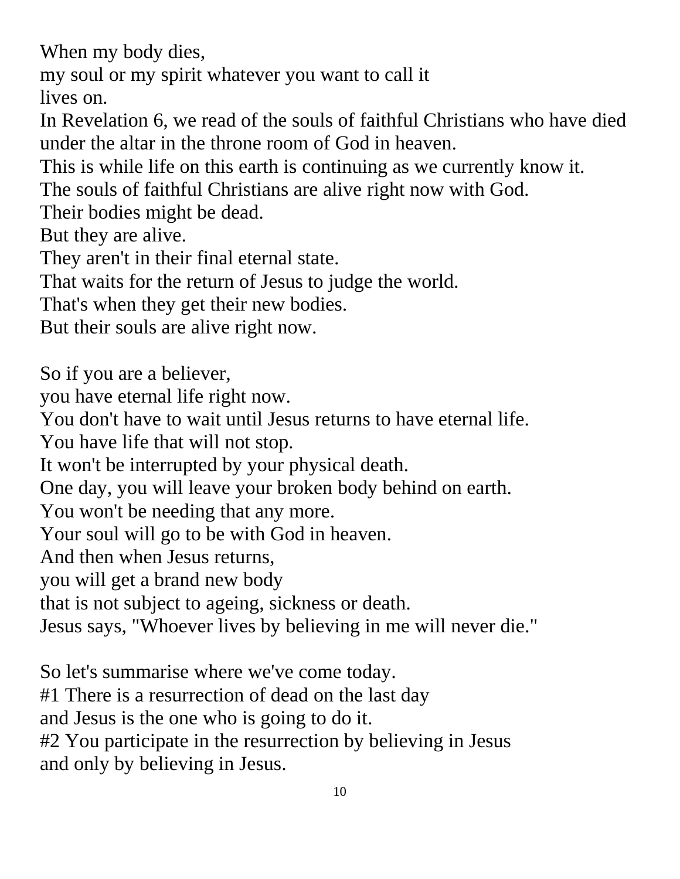When my body dies,
my soul or my spirit whatever you want to call it
lives on.
In Revelation 6, we read of the souls of faithful Christians who have died under the altar in the throne room of God in heaven.
This is while life on this earth is continuing as we currently know it.
The souls of faithful Christians are alive right now with God.
Their bodies might be dead.
But they are alive.
They aren't in their final eternal state.
That waits for the return of Jesus to judge the world.
That's when they get their new bodies.
But their souls are alive right now.

So if you are a believer,
you have eternal life right now.
You don't have to wait until Jesus returns to have eternal life.
You have life that will not stop.
It won't be interrupted by your physical death.
One day, you will leave your broken body behind on earth.
You won't be needing that any more.
Your soul will go to be with God in heaven.
And then when Jesus returns,
you will get a brand new body
that is not subject to ageing, sickness or death.
Jesus says, "Whoever lives by believing in me will never die."

So let's summarise where we've come today.
#1 There is a resurrection of dead on the last day
and Jesus is the one who is going to do it.
#2 You participate in the resurrection by believing in Jesus
and only by believing in Jesus.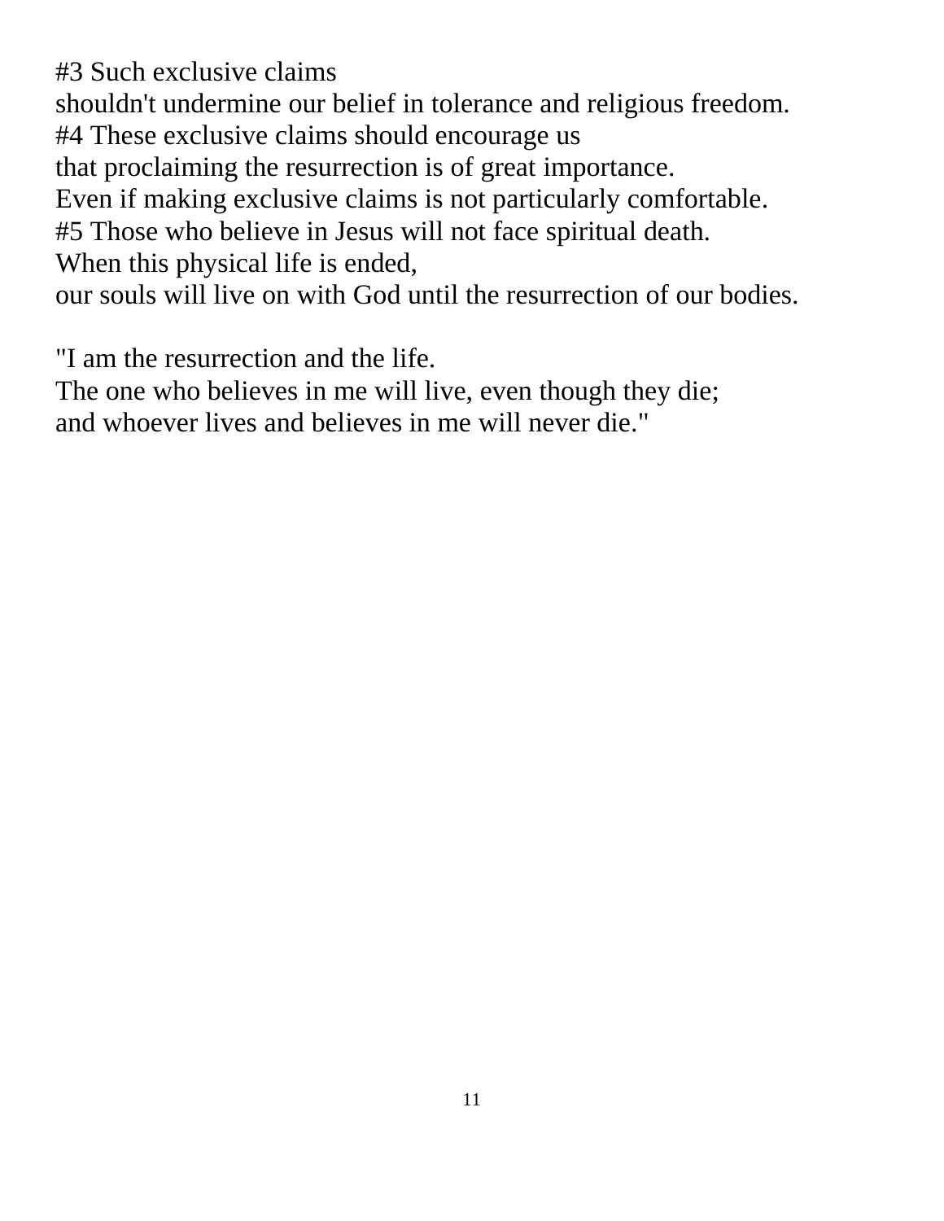#3 Such exclusive claims
shouldn't undermine our belief in tolerance and religious freedom.
#4 These exclusive claims should encourage us
that proclaiming the resurrection is of great importance.
Even if making exclusive claims is not particularly comfortable.
#5 Those who believe in Jesus will not face spiritual death.
When this physical life is ended,
our souls will live on with God until the resurrection of our bodies.

"I am the resurrection and the life.
The one who believes in me will live, even though they die;
and whoever lives and believes in me will never die."